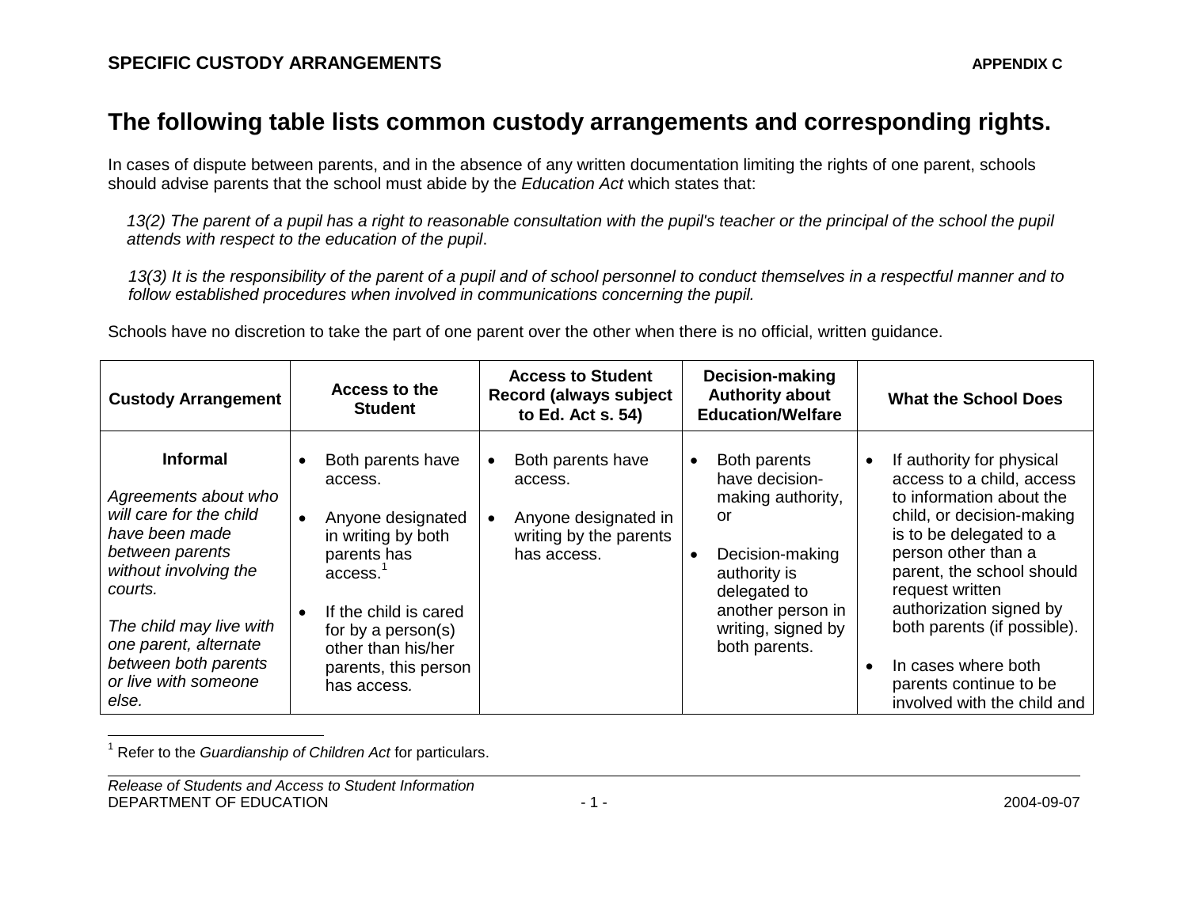## SPECIFIC CUSTODY ARRANGEMENTS

**APPENDIX C**

# The following table lists common custody arrangements and corresponding rights.

In cases of dispute between parents, and in the absence of any written documentation limiting the rights of one parent, schools should advise parents that the school must abide by the *Education Act* which states that:

*13(2) The parent of a pupil has a right to reasonable consultation with the pupil's teacher or the principal of the school the pupil attends with respect to the education of the pupil*.

*13(3) It is the responsibility of the parent of a pupil and of school personnel to conduct themselves in a respectful manner and to follow established procedures when involved in communications concerning the pupil.*

Schools have no discretion to take the part of one parent over the other when there is no official, written guidance.

| Custody Arrangement | Access to the Student | Access to Student Record (always subject to Ed. Act s. 54) | Decision-making Authority about Education/Welfare | What the School Does |
|---|---|---|---|---|
| **Informal**<br><br>*Agreements about who will care for the child have been made between parents without involving the courts.*<br><br>*The child may live with one parent, alternate between both parents or live with someone else.* | • Both parents have access.<br><br>• Anyone designated in writing by both parents has access.[1]<br><br>• If the child is cared for by a person(s) other than his/her parents, this person has access. | • Both parents have access.<br><br>• Anyone designated in writing by the parents has access. | • Both parents have decision-making authority, or<br><br>• Decision-making authority is delegated to another person in writing, signed by both parents. | • If authority for physical access to a child, access to information about the child, or decision-making is to be delegated to a person other than a parent, the school should request written authorization signed by both parents (if possible).<br><br>• In cases where both parents continue to be involved with the child and |

[1] Refer to the *Guardianship of Children Act* for particulars.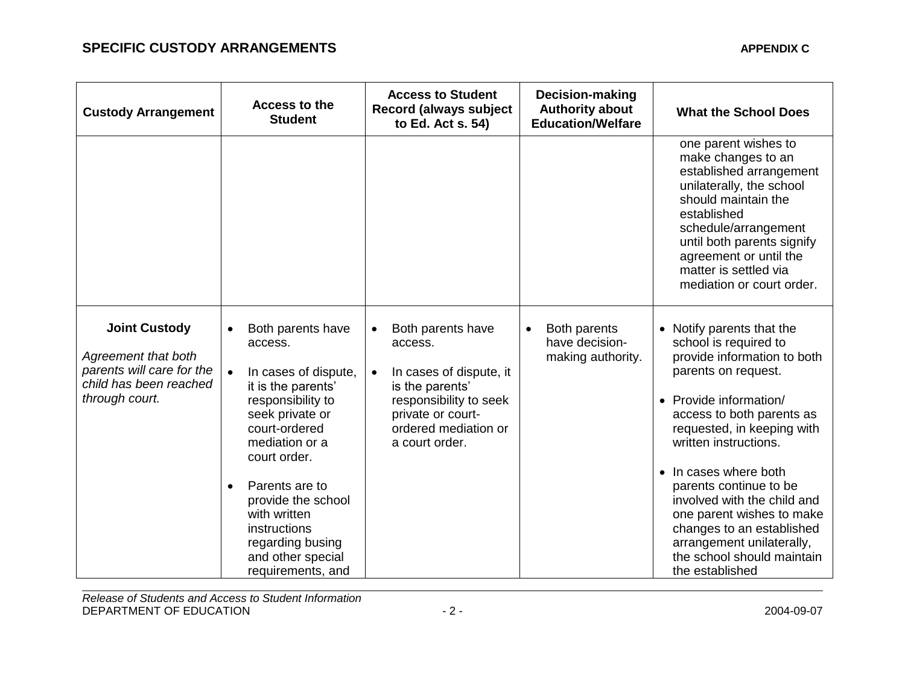## SPECIFIC CUSTODY ARRANGEMENTS

**APPENDIX C**

| Custody Arrangement | Access to the Student | Access to Student Record (always subject to Ed. Act s. 54) | Decision-making Authority about Education/Welfare | What the School Does |
|---|---|---|---|---|
| | | | | one parent wishes to make changes to an established arrangement unilaterally, the school should maintain the established schedule/arrangement until both parents signify agreement or until the matter is settled via mediation or court order. |
| **Joint Custody**<br><br>*Agreement that both parents will care for the child has been reached through court.* | • Both parents have access.<br><br>• In cases of dispute, it is the parents' responsibility to seek private or court-ordered mediation or a court order.<br><br>• Parents are to provide the school with written instructions regarding busing and other special requirements, and | • Both parents have access.<br><br>• In cases of dispute, it is the parents' responsibility to seek private or court-ordered mediation or a court order. | • Both parents have decision-making authority. | • Notify parents that the school is required to provide information to both parents on request.<br><br>• Provide information/ access to both parents as requested, in keeping with written instructions.<br><br>• In cases where both parents continue to be involved with the child and one parent wishes to make changes to an established arrangement unilaterally, the school should maintain the established |

*Release of Students and Access to Student Information*
DEPARTMENT OF EDUCATION

2004-09-07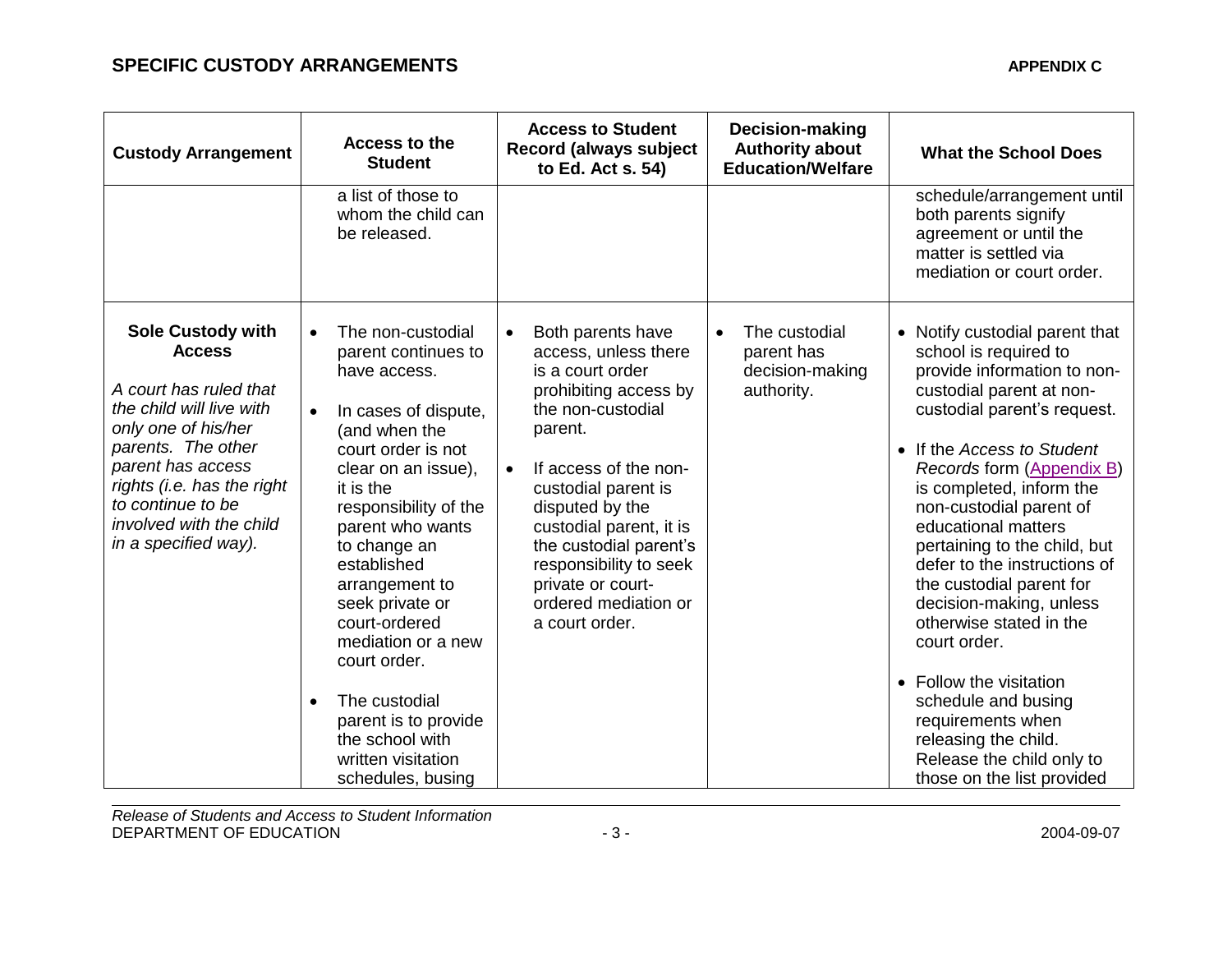## SPECIFIC CUSTODY ARRANGEMENTS

APPENDIX C

| Custody Arrangement | Access to the Student | Access to Student Record (always subject to Ed. Act s. 54) | Decision-making Authority about Education/Welfare | What the School Does |
|---|---|---|---|---|
| | a list of those to whom the child can be released. | | | schedule/arrangement until both parents signify agreement or until the matter is settled via mediation or court order. |
| **Sole Custody with Access**<br><br>*A court has ruled that the child will live with only one of his/her parents. The other parent has access rights (i.e. has the right to continue to be involved with the child in a specified way).* | • The non-custodial parent continues to have access.<br><br>• In cases of dispute, (and when the court order is not clear on an issue), it is the responsibility of the parent who wants to change an established arrangement to seek private or court-ordered mediation or a new court order.<br><br>• The custodial parent is to provide the school with written visitation schedules, busing | • Both parents have access, unless there is a court order prohibiting access by the non-custodial parent.<br><br>• If access of the non-custodial parent is disputed by the custodial parent, it is the custodial parent's responsibility to seek private or court-ordered mediation or a court order. | • The custodial parent has decision-making authority. | • Notify custodial parent that school is required to provide information to non-custodial parent at non-custodial parent's request.<br><br>• If the *Access to Student Records* form (Appendix B) is completed, inform the non-custodial parent of educational matters pertaining to the child, but defer to the instructions of the custodial parent for decision-making, unless otherwise stated in the court order.<br><br>• Follow the visitation schedule and busing requirements when releasing the child. Release the child only to those on the list provided |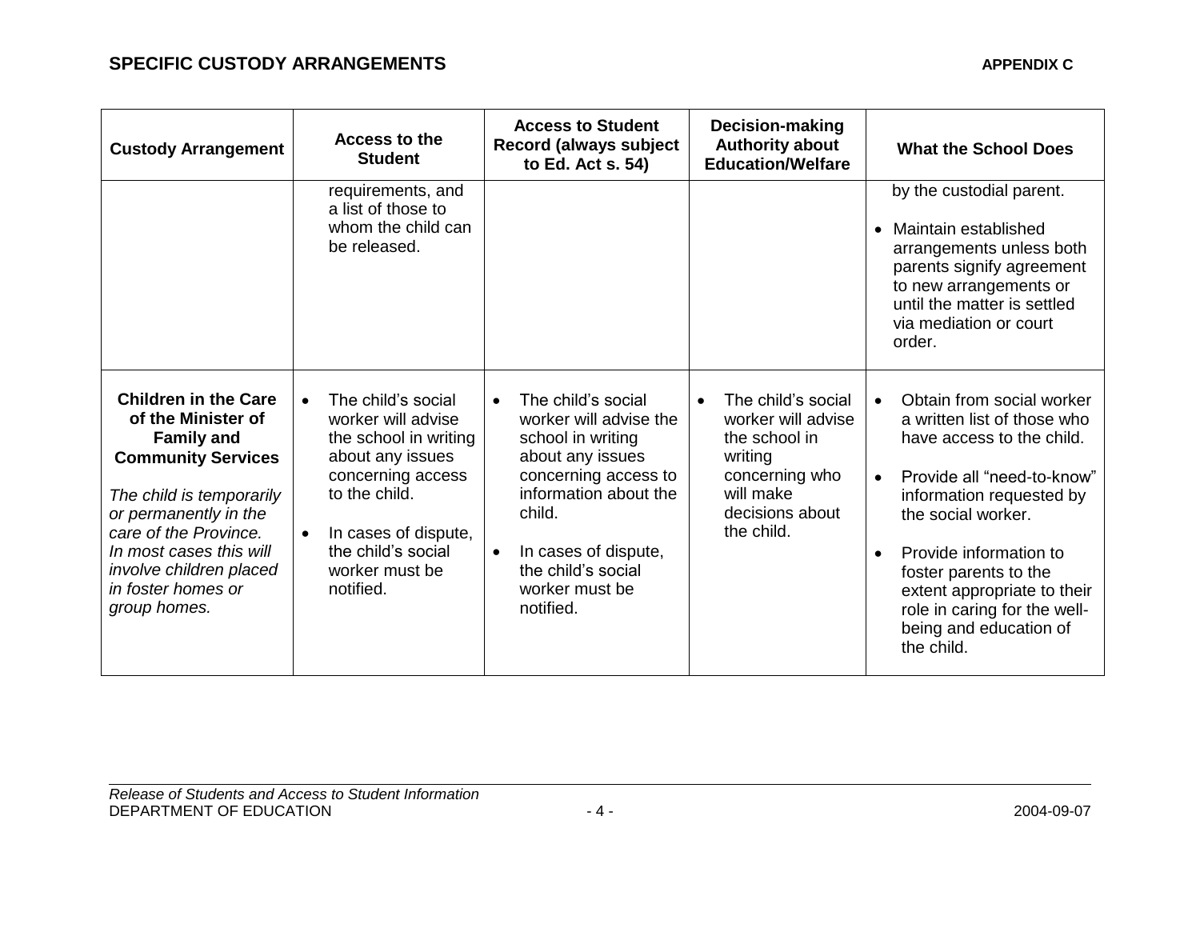## SPECIFIC CUSTODY ARRANGEMENTS

**APPENDIX C**

| Custody Arrangement | Access to the Student | Access to Student Record (always subject to Ed. Act s. 54) | Decision-making Authority about Education/Welfare | What the School Does |
|---|---|---|---|---|
| | requirements, and a list of those to whom the child can be released. | | | by the custodial parent.<br><br>• Maintain established arrangements unless both parents signify agreement to new arrangements or until the matter is settled via mediation or court order. |
| **Children in the Care of the Minister of Family and Community Services**<br><br>*The child is temporarily or permanently in the care of the Province. In most cases this will involve children placed in foster homes or group homes.* | • The child's social worker will advise the school in writing about any issues concerning access to the child.<br><br>• In cases of dispute, the child's social worker must be notified. | • The child's social worker will advise the school in writing about any issues concerning access to information about the child.<br><br>• In cases of dispute, the child's social worker must be notified. | • The child's social worker will advise the school in writing concerning who will make decisions about the child. | • Obtain from social worker a written list of those who have access to the child.<br><br>• Provide all "need-to-know" information requested by the social worker.<br><br>• Provide information to foster parents to the extent appropriate to their role in caring for the well-being and education of the child. |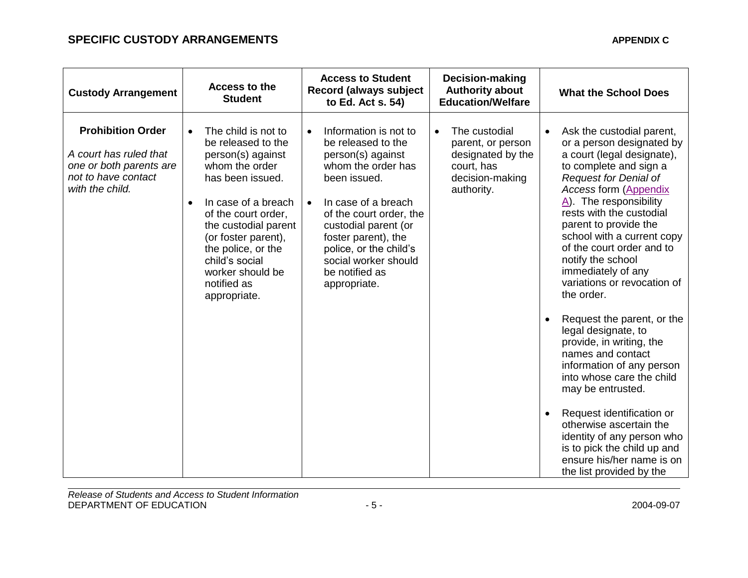## SPECIFIC CUSTODY ARRANGEMENTS

**APPENDIX C**

| Custody Arrangement | Access to the Student | Access to Student Record (always subject to Ed. Act s. 54) | Decision-making Authority about Education/Welfare | What the School Does |
|---|---|---|---|---|
| **Prohibition Order**<br>*A court has ruled that one or both parents are not to have contact with the child.* | • The child is not to be released to the person(s) against whom the order has been issued.<br>• In case of a breach of the court order, the custodial parent (or foster parent), the police, or the child's social worker should be notified as appropriate. | • Information is not to be released to the person(s) against whom the order has been issued.<br>• In case of a breach of the court order, the custodial parent (or foster parent), the police, or the child's social worker should be notified as appropriate. | • The custodial parent, or person designated by the court, has decision-making authority. | • Ask the custodial parent, or a person designated by a court (legal designate), to complete and sign a *Request for Denial of Access* form (Appendix A). The responsibility rests with the custodial parent to provide the school with a current copy of the court order and to notify the school immediately of any variations or revocation of the order.<br>• Request the parent, or the legal designate, to provide, in writing, the names and contact information of any person into whose care the child may be entrusted.<br>• Request identification or otherwise ascertain the identity of any person who is to pick the child up and ensure his/her name is on the list provided by the |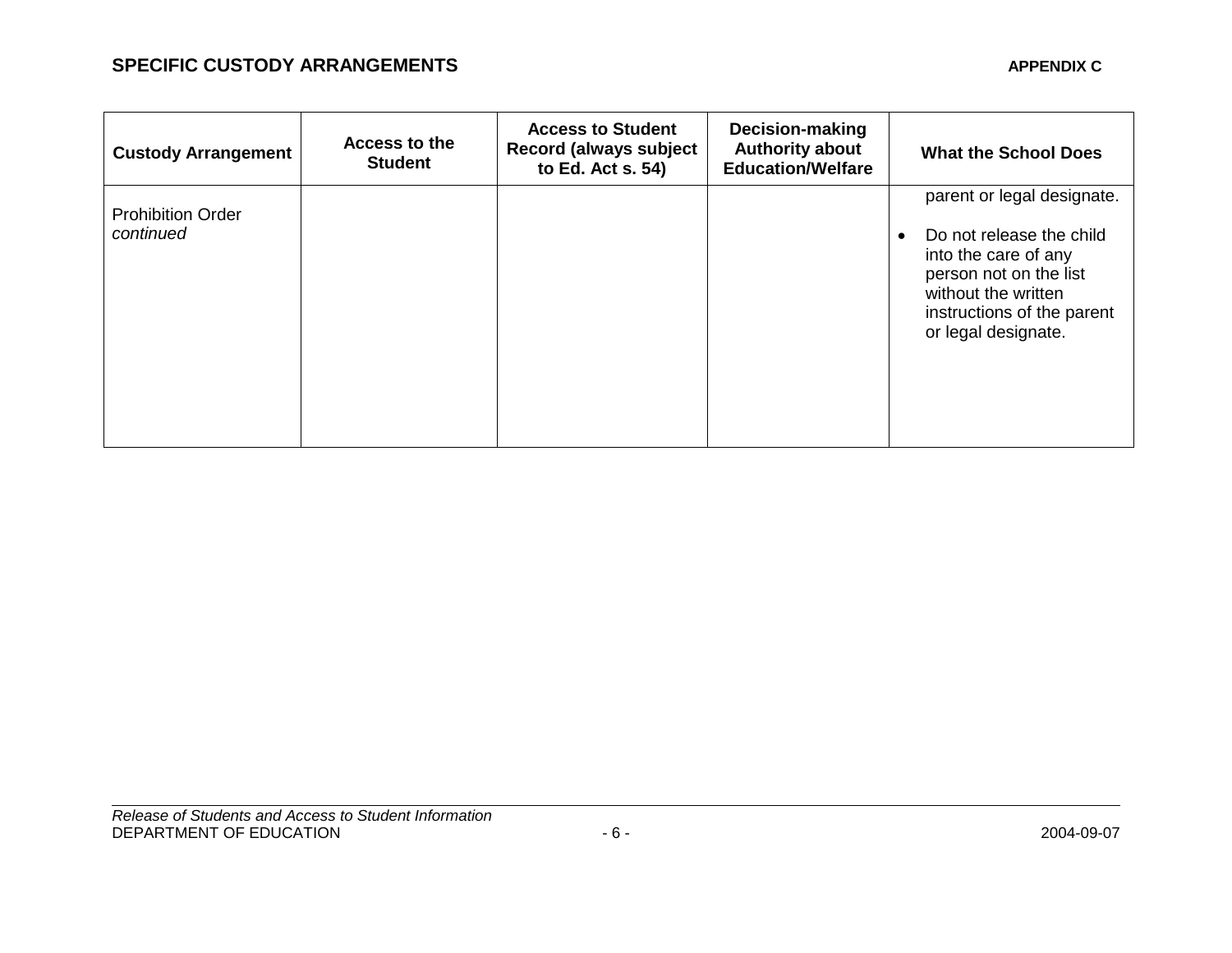## SPECIFIC CUSTODY ARRANGEMENTS

**APPENDIX C**

| Custody Arrangement | Access to the Student | Access to Student Record (always subject to Ed. Act s. 54) | Decision-making Authority about Education/Welfare | What the School Does |
|---|---|---|---|---|
| Prohibition Order *continued* | | | | parent or legal designate.<br>• Do not release the child into the care of any person not on the list without the written instructions of the parent or legal designate. |